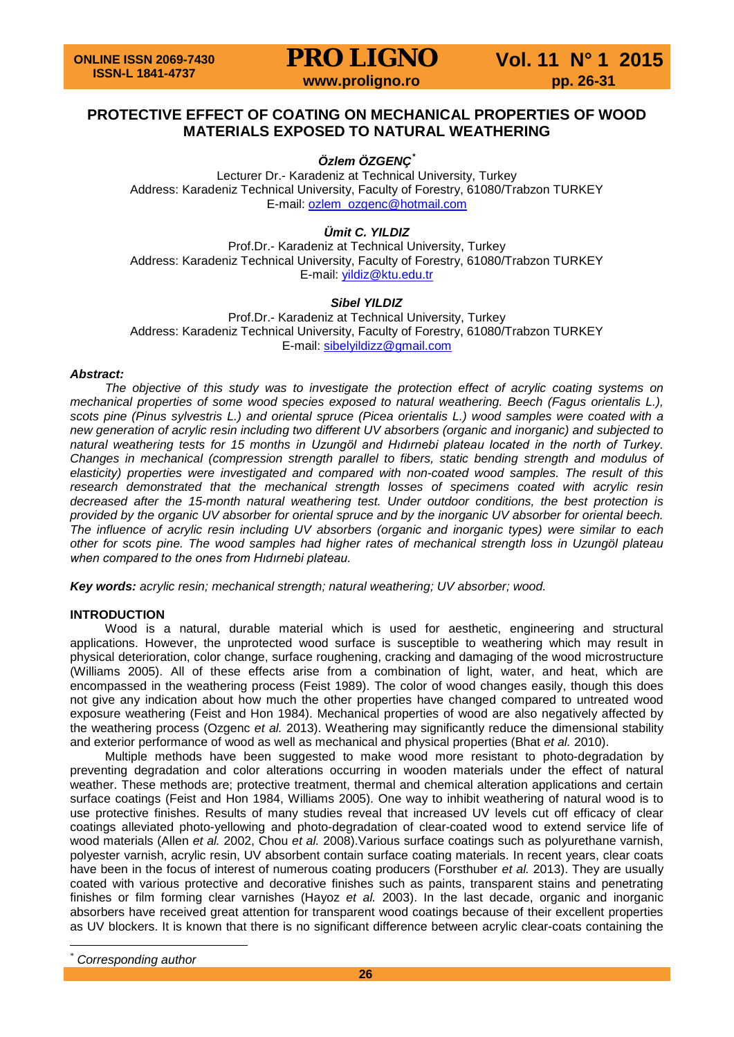# PROTECTIVE EFFECT OF COATING ON MECHANICAL PROPERTIES OF WOOD MATERIALS EXPOSED TO NATURAL WEATHERING

***Özlem ÖZGENÇ*** [*]

Lecturer Dr.- Karadeniz at Technical University, Turkey
Address: Karadeniz Technical University, Faculty of Forestry, 61080/Trabzon TURKEY
E-mail: ozlem_ozgenc@hotmail.com

***Ümit C. YILDIZ***

Prof.Dr.- Karadeniz at Technical University, Turkey
Address: Karadeniz Technical University, Faculty of Forestry, 61080/Trabzon TURKEY
E-mail: yildiz@ktu.edu.tr

***Sibel YILDIZ***

Prof.Dr.- Karadeniz at Technical University, Turkey
Address: Karadeniz Technical University, Faculty of Forestry, 61080/Trabzon TURKEY
E-mail: sibelyildizz@gmail.com

***Abstract:***

*The objective of this study was to investigate the protection effect of acrylic coating systems on mechanical properties of some wood species exposed to natural weathering. Beech (Fagus orientalis L.), scots pine (Pinus sylvestris L.) and oriental spruce (Picea orientalis L.) wood samples were coated with a new generation of acrylic resin including two different UV absorbers (organic and inorganic) and subjected to natural weathering tests for 15 months in Uzungöl and Hıdırnebi plateau located in the north of Turkey. Changes in mechanical (compression strength parallel to fibers, static bending strength and modulus of elasticity) properties were investigated and compared with non-coated wood samples. The result of this research demonstrated that the mechanical strength losses of specimens coated with acrylic resin decreased after the 15-month natural weathering test. Under outdoor conditions, the best protection is provided by the organic UV absorber for oriental spruce and by the inorganic UV absorber for oriental beech. The influence of acrylic resin including UV absorbers (organic and inorganic types) were similar to each other for scots pine. The wood samples had higher rates of mechanical strength loss in Uzungöl plateau when compared to the ones from Hıdırnebi plateau.*

***Key words:*** *acrylic resin; mechanical strength; natural weathering; UV absorber; wood.*

## INTRODUCTION

Wood is a natural, durable material which is used for aesthetic, engineering and structural applications. However, the unprotected wood surface is susceptible to weathering which may result in physical deterioration, color change, surface roughening, cracking and damaging of the wood microstructure (Williams 2005). All of these effects arise from a combination of light, water, and heat, which are encompassed in the weathering process (Feist 1989). The color of wood changes easily, though this does not give any indication about how much the other properties have changed compared to untreated wood exposure weathering (Feist and Hon 1984). Mechanical properties of wood are also negatively affected by the weathering process (Ozgenc *et al.* 2013). Weathering may significantly reduce the dimensional stability and exterior performance of wood as well as mechanical and physical properties (Bhat *et al.* 2010).

Multiple methods have been suggested to make wood more resistant to photo-degradation by preventing degradation and color alterations occurring in wooden materials under the effect of natural weather. These methods are; protective treatment, thermal and chemical alteration applications and certain surface coatings (Feist and Hon 1984, Williams 2005). One way to inhibit weathering of natural wood is to use protective finishes. Results of many studies reveal that increased UV levels cut off efficacy of clear coatings alleviated photo-yellowing and photo-degradation of clear-coated wood to extend service life of wood materials (Allen *et al.* 2002, Chou *et al.* 2008).Various surface coatings such as polyurethane varnish, polyester varnish, acrylic resin, UV absorbent contain surface coating materials. In recent years, clear coats have been in the focus of interest of numerous coating producers (Forsthuber *et al.* 2013). They are usually coated with various protective and decorative finishes such as paints, transparent stains and penetrating finishes or film forming clear varnishes (Hayoz *et al.* 2003). In the last decade, organic and inorganic absorbers have received great attention for transparent wood coatings because of their excellent properties as UV blockers. It is known that there is no significant difference between acrylic clear-coats containing the

[*] *Corresponding author*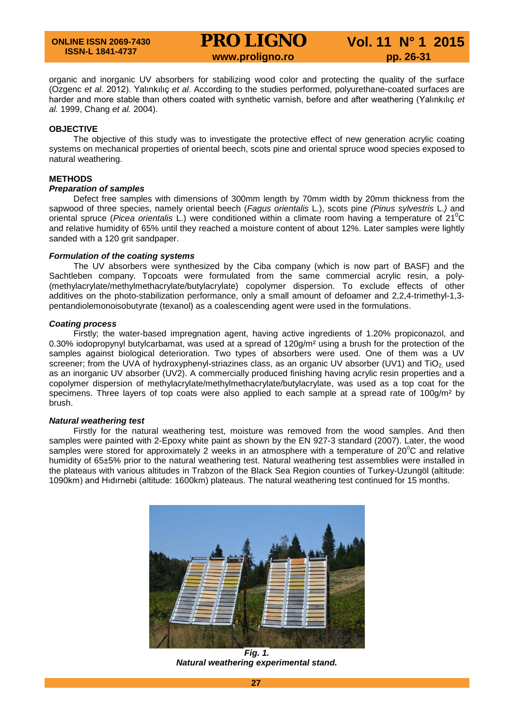organic and inorganic UV absorbers for stabilizing wood color and protecting the quality of the surface (Ozgenc *et al.* 2012). Yalınkılıç *et al.* According to the studies performed, polyurethane-coated surfaces are harder and more stable than others coated with synthetic varnish, before and after weathering (Yalınkılıç *et al.* 1999, Chang *et al.* 2004).

## OBJECTIVE

The objective of this study was to investigate the protective effect of new generation acrylic coating systems on mechanical properties of oriental beech, scots pine and oriental spruce wood species exposed to natural weathering.

## METHODS

### *Preparation of samples*

Defect free samples with dimensions of 300mm length by 70mm width by 20mm thickness from the sapwood of three species, namely oriental beech (*Fagus orientalis* L.), scots pine *(Pinus sylvestris* L.*)* and oriental spruce (*Picea orientalis* L.) were conditioned within a climate room having a temperature of 21$^0$C and relative humidity of 65% until they reached a moisture content of about 12%. Later samples were lightly sanded with a 120 grit sandpaper.

### *Formulation of the coating systems*

The UV absorbers were synthesized by the Ciba company (which is now part of BASF) and the Sachtleben company. Topcoats were formulated from the same commercial acrylic resin, a poly-(methylacrylate/methylmethacrylate/butylacrylate) copolymer dispersion. To exclude effects of other additives on the photo-stabilization performance, only a small amount of defoamer and 2,2,4-trimethyl-1,3-pentandiolemonoisobutyrate (texanol) as a coalescending agent were used in the formulations.

### *Coating process*

Firstly; the water-based impregnation agent, having active ingredients of 1.20% propiconazol, and 0.30% iodopropynyl butylcarbamat, was used at a spread of 120g/m² using a brush for the protection of the samples against biological deterioration. Two types of absorbers were used. One of them was a UV screener; from the UVA of hydroxyphenyl-striazines class, as an organic UV absorber (UV1) and $TiO_2$ used as an inorganic UV absorber (UV2). A commercially produced finishing having acrylic resin properties and a copolymer dispersion of methylacrylate/methylmethacrylate/butylacrylate, was used as a top coat for the specimens. Three layers of top coats were also applied to each sample at a spread rate of 100g/m² by brush.

### *Natural weathering test*

Firstly for the natural weathering test, moisture was removed from the wood samples. And then samples were painted with 2-Epoxy white paint as shown by the EN 927-3 standard (2007). Later, the wood samples were stored for approximately 2 weeks in an atmosphere with a temperature of 20$^o$C and relative humidity of 65±5% prior to the natural weathering test. Natural weathering test assemblies were installed in the plateaus with various altitudes in Trabzon of the Black Sea Region counties of Turkey-Uzungöl (altitude: 1090km) and Hıdırnebi (altitude: 1600km) plateaus. The natural weathering test continued for 15 months.

***Fig. 1.***
***Natural weathering experimental stand.***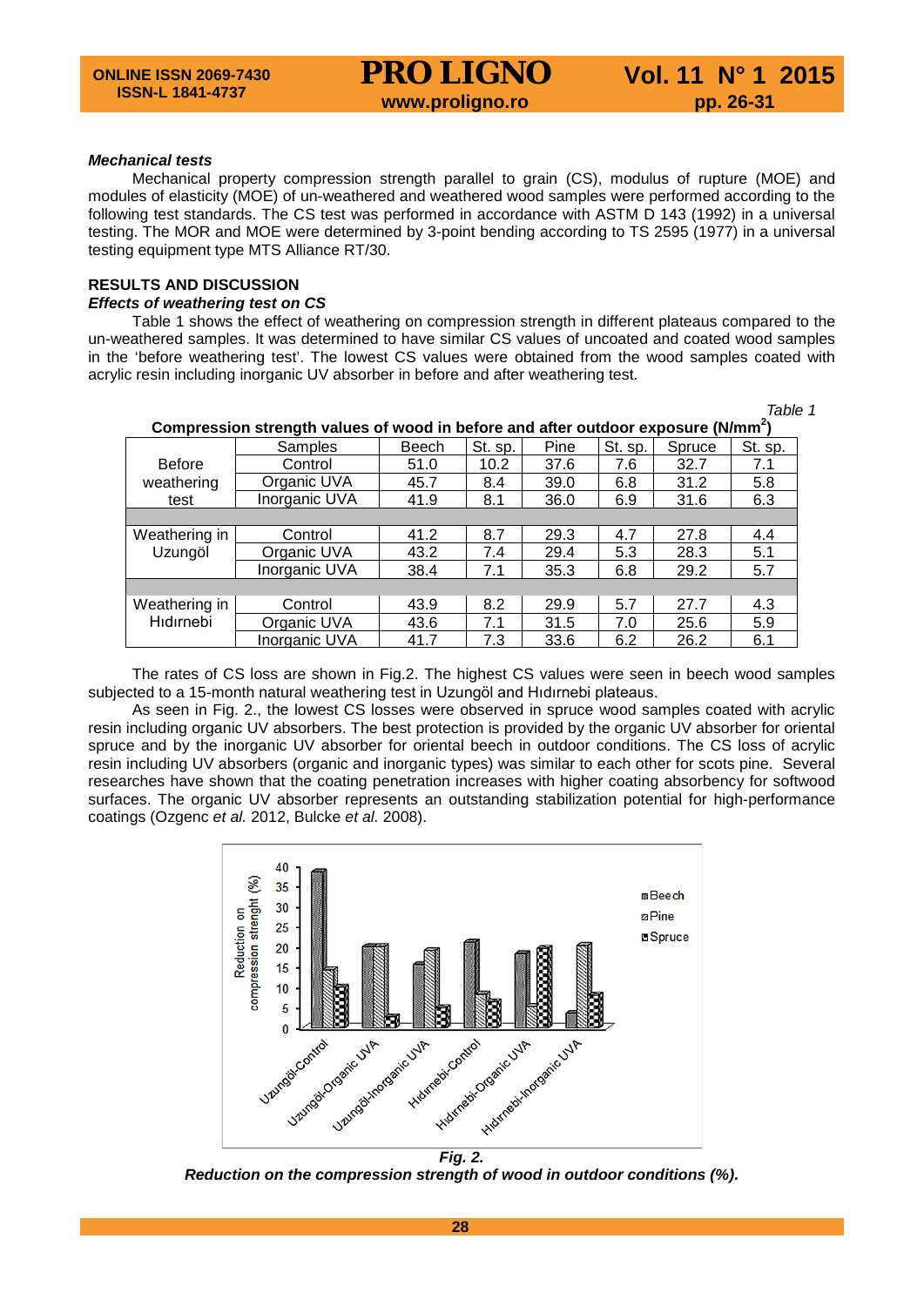***Mechanical tests***

Mechanical property compression strength parallel to grain (CS), modulus of rupture (MOE) and modules of elasticity (MOE) of un-weathered and weathered wood samples were performed according to the following test standards. The CS test was performed in accordance with ASTM D 143 (1992) in a universal testing. The MOR and MOE were determined by 3-point bending according to TS 2595 (1977) in a universal testing equipment type MTS Alliance RT/30.

## RESULTS AND DISCUSSION

***Effects of weathering test on CS***

Table 1 shows the effect of weathering on compression strength in different plateaus compared to the un-weathered samples. It was determined to have similar CS values of uncoated and coated wood samples in the 'before weathering test'. The lowest CS values were obtained from the wood samples coated with acrylic resin including inorganic UV absorber in before and after weathering test.

*Table 1*

**Compression strength values of wood in before and after outdoor exposure (N/mm$^2$)**

| | Samples | Beech | St. sp. | Pine | St. sp. | Spruce | St. sp. |
|---|---|---|---|---|---|---|---|
| Before weathering test | Control | 51.0 | 10.2 | 37.6 | 7.6 | 32.7 | 7.1 |
| | Organic UVA | 45.7 | 8.4 | 39.0 | 6.8 | 31.2 | 5.8 |
| | Inorganic UVA | 41.9 | 8.1 | 36.0 | 6.9 | 31.6 | 6.3 |
| Weathering in Uzungöl | Control | 41.2 | 8.7 | 29.3 | 4.7 | 27.8 | 4.4 |
| | Organic UVA | 43.2 | 7.4 | 29.4 | 5.3 | 28.3 | 5.1 |
| | Inorganic UVA | 38.4 | 7.1 | 35.3 | 6.8 | 29.2 | 5.7 |
| Weathering in Hıdırnebi | Control | 43.9 | 8.2 | 29.9 | 5.7 | 27.7 | 4.3 |
| | Organic UVA | 43.6 | 7.1 | 31.5 | 7.0 | 25.6 | 5.9 |
| | Inorganic UVA | 41.7 | 7.3 | 33.6 | 6.2 | 26.2 | 6.1 |

The rates of CS loss are shown in Fig.2. The highest CS values were seen in beech wood samples subjected to a 15-month natural weathering test in Uzungöl and Hıdırnebi plateaus.

As seen in Fig. 2., the lowest CS losses were observed in spruce wood samples coated with acrylic resin including organic UV absorbers. The best protection is provided by the organic UV absorber for oriental spruce and by the inorganic UV absorber for oriental beech in outdoor conditions. The CS loss of acrylic resin including UV absorbers (organic and inorganic types) was similar to each other for scots pine. Several researches have shown that the coating penetration increases with higher coating absorbency for softwood surfaces. The organic UV absorber represents an outstanding stabilization potential for high-performance coatings (Ozgenc *et al.* 2012, Bulcke *et al.* 2008).

***Fig. 2.***

***Reduction on the compression strength of wood in outdoor conditions (%).***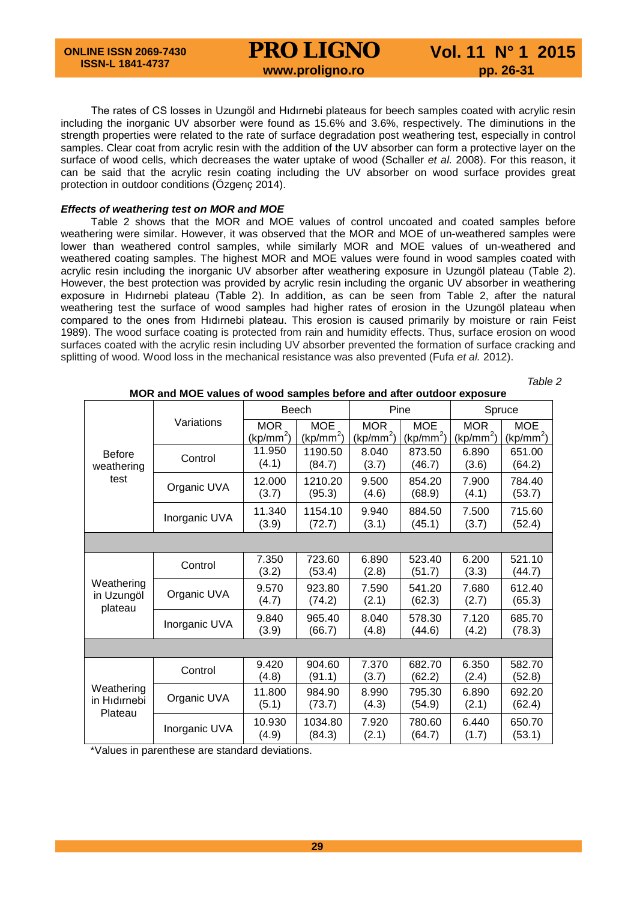The rates of CS losses in Uzungöl and Hıdırnebi plateaus for beech samples coated with acrylic resin including the inorganic UV absorber were found as 15.6% and 3.6%, respectively. The diminutions in the strength properties were related to the rate of surface degradation post weathering test, especially in control samples. Clear coat from acrylic resin with the addition of the UV absorber can form a protective layer on the surface of wood cells, which decreases the water uptake of wood (Schaller *et al.* 2008). For this reason, it can be said that the acrylic resin coating including the UV absorber on wood surface provides great protection in outdoor conditions (Özgenç 2014).

### *Effects of weathering test on MOR and MOE*

Table 2 shows that the MOR and MOE values of control uncoated and coated samples before weathering were similar. However, it was observed that the MOR and MOE of un-weathered samples were lower than weathered control samples, while similarly MOR and MOE values of un-weathered and weathered coating samples. The highest MOR and MOE values were found in wood samples coated with acrylic resin including the inorganic UV absorber after weathering exposure in Uzungöl plateau (Table 2). However, the best protection was provided by acrylic resin including the organic UV absorber in weathering exposure in Hıdırnebi plateau (Table 2). In addition, as can be seen from Table 2, after the natural weathering test the surface of wood samples had higher rates of erosion in the Uzungöl plateau when compared to the ones from Hıdırnebi plateau. This erosion is caused primarily by moisture or rain Feist 1989). The wood surface coating is protected from rain and humidity effects. Thus, surface erosion on wood surfaces coated with the acrylic resin including UV absorber prevented the formation of surface cracking and splitting of wood. Wood loss in the mechanical resistance was also prevented (Fufa *et al.* 2012).

*Table 2*

**MOR and MOE values of wood samples before and after outdoor exposure**

| | Variations | Beech | | Pine | | Spruce | |
|---|---|---|---|---|---|---|---|
| | | MOR ($kp/mm^2$) | MOE ($kp/mm^2$) | MOR ($kp/mm^2$) | MOE ($kp/mm^2$) | MOR ($kp/mm^2$) | MOE ($kp/mm^2$) |
| Before weathering test | Control | 11.950 (4.1) | 1190.50 (84.7) | 8.040 (3.7) | 873.50 (46.7) | 6.890 (3.6) | 651.00 (64.2) |
| | Organic UVA | 12.000 (3.7) | 1210.20 (95.3) | 9.500 (4.6) | 854.20 (68.9) | 7.900 (4.1) | 784.40 (53.7) |
| | Inorganic UVA | 11.340 (3.9) | 1154.10 (72.7) | 9.940 (3.1) | 884.50 (45.1) | 7.500 (3.7) | 715.60 (52.4) |
| Weathering in Uzungöl plateau | Control | 7.350 (3.2) | 723.60 (53.4) | 6.890 (2.8) | 523.40 (51.7) | 6.200 (3.3) | 521.10 (44.7) |
| | Organic UVA | 9.570 (4.7) | 923.80 (74.2) | 7.590 (2.1) | 541.20 (62.3) | 7.680 (2.7) | 612.40 (65.3) |
| | Inorganic UVA | 9.840 (3.9) | 965.40 (66.7) | 8.040 (4.8) | 578.30 (44.6) | 7.120 (4.2) | 685.70 (78.3) |
| Weathering in Hıdırnebi Plateau | Control | 9.420 (4.8) | 904.60 (91.1) | 7.370 (3.7) | 682.70 (62.2) | 6.350 (2.4) | 582.70 (52.8) |
| | Organic UVA | 11.800 (5.1) | 984.90 (73.7) | 8.990 (4.3) | 795.30 (54.9) | 6.890 (2.1) | 692.20 (62.4) |
| | Inorganic UVA | 10.930 (4.9) | 1034.80 (84.3) | 7.920 (2.1) | 780.60 (64.7) | 6.440 (1.7) | 650.70 (53.1) |

*Values in parenthese are standard deviations.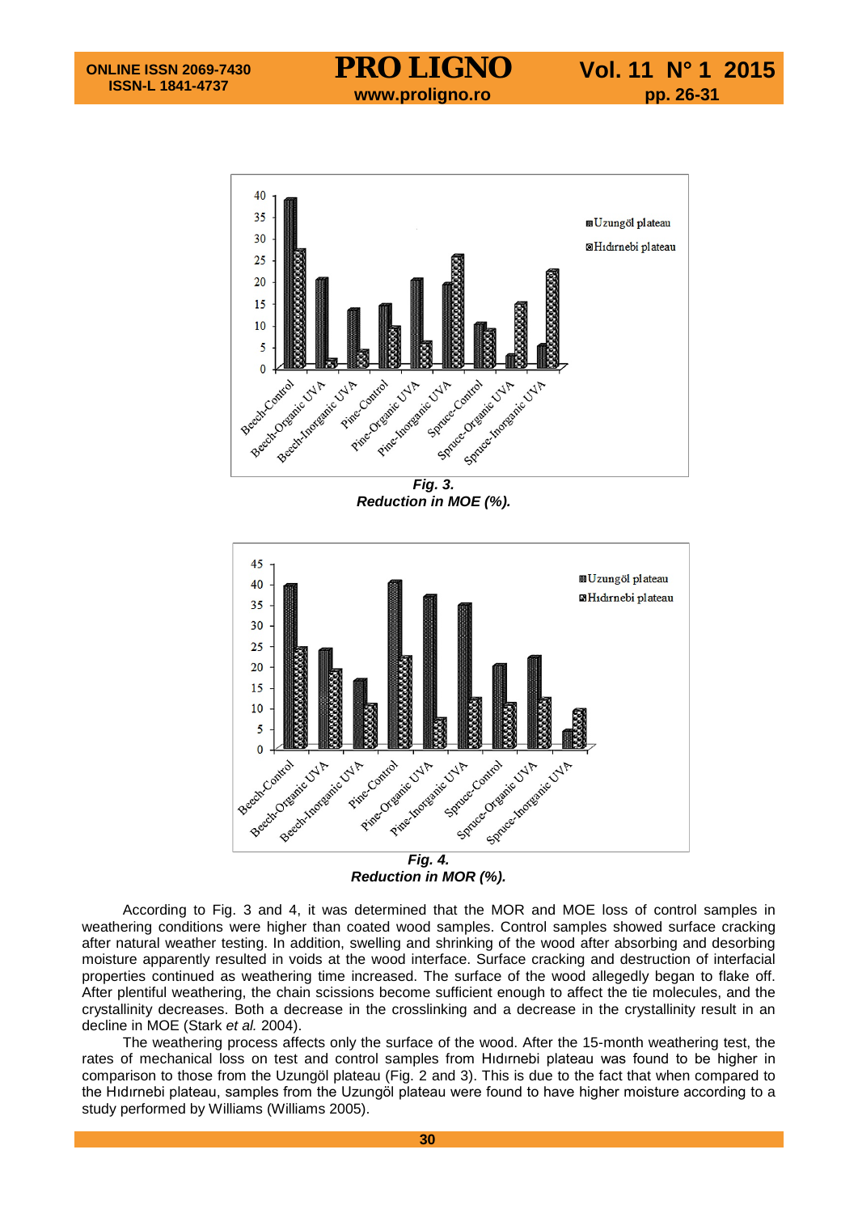**Fig. 3.**
**Reduction in MOE (%).**

**Fig. 4.**
**Reduction in MOR (%).**

According to Fig. 3 and 4, it was determined that the MOR and MOE loss of control samples in weathering conditions were higher than coated wood samples. Control samples showed surface cracking after natural weather testing. In addition, swelling and shrinking of the wood after absorbing and desorbing moisture apparently resulted in voids at the wood interface. Surface cracking and destruction of interfacial properties continued as weathering time increased. The surface of the wood allegedly began to flake off. After plentiful weathering, the chain scissions become sufficient enough to affect the tie molecules, and the crystallinity decreases. Both a decrease in the crosslinking and a decrease in the crystallinity result in an decline in MOE (Stark *et al.* 2004).

The weathering process affects only the surface of the wood. After the 15-month weathering test, the rates of mechanical loss on test and control samples from Hıdırnebi plateau was found to be higher in comparison to those from the Uzungöl plateau (Fig. 2 and 3). This is due to the fact that when compared to the Hıdırnebi plateau, samples from the Uzungöl plateau were found to have higher moisture according to a study performed by Williams (Williams 2005).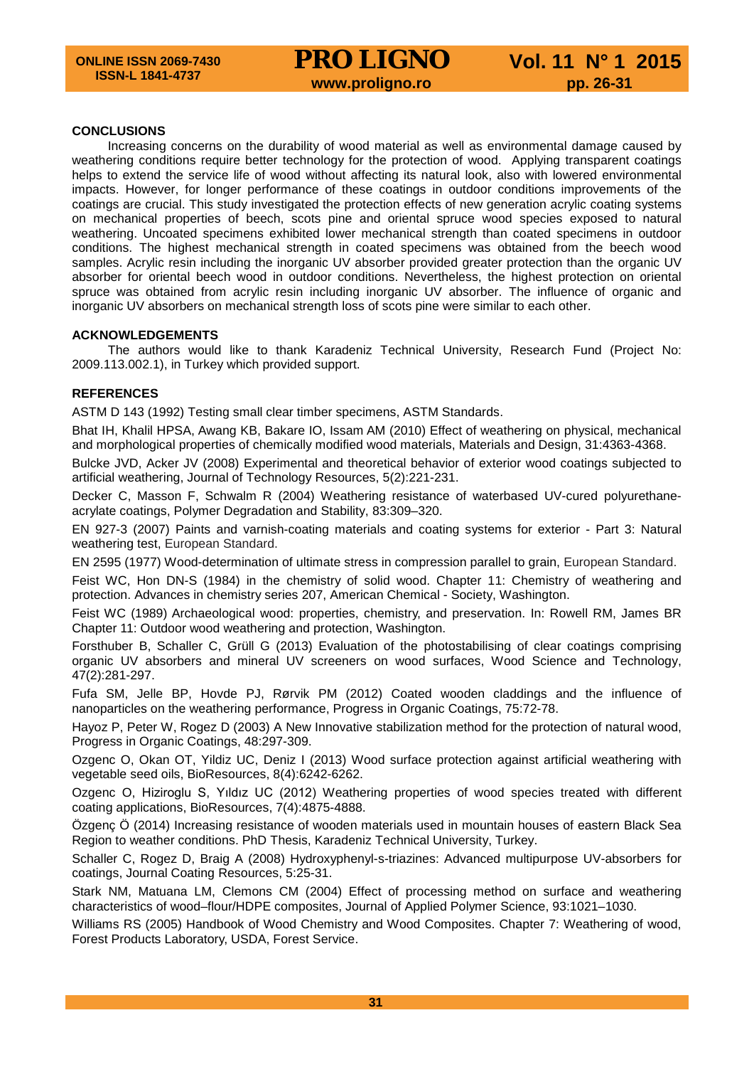## CONCLUSIONS

Increasing concerns on the durability of wood material as well as environmental damage caused by weathering conditions require better technology for the protection of wood. Applying transparent coatings helps to extend the service life of wood without affecting its natural look, also with lowered environmental impacts. However, for longer performance of these coatings in outdoor conditions improvements of the coatings are crucial. This study investigated the protection effects of new generation acrylic coating systems on mechanical properties of beech, scots pine and oriental spruce wood species exposed to natural weathering. Uncoated specimens exhibited lower mechanical strength than coated specimens in outdoor conditions. The highest mechanical strength in coated specimens was obtained from the beech wood samples. Acrylic resin including the inorganic UV absorber provided greater protection than the organic UV absorber for oriental beech wood in outdoor conditions. Nevertheless, the highest protection on oriental spruce was obtained from acrylic resin including inorganic UV absorber. The influence of organic and inorganic UV absorbers on mechanical strength loss of scots pine were similar to each other.

## ACKNOWLEDGEMENTS

The authors would like to thank Karadeniz Technical University, Research Fund (Project No: 2009.113.002.1), in Turkey which provided support.

## REFERENCES

ASTM D 143 (1992) Testing small clear timber specimens, ASTM Standards.

Bhat IH, Khalil HPSA, Awang KB, Bakare IO, Issam AM (2010) Effect of weathering on physical, mechanical and morphological properties of chemically modified wood materials, Materials and Design, 31:4363-4368.

Bulcke JVD, Acker JV (2008) Experimental and theoretical behavior of exterior wood coatings subjected to artificial weathering, Journal of Technology Resources, 5(2):221-231.

Decker C, Masson F, Schwalm R (2004) Weathering resistance of waterbased UV-cured polyurethane-acrylate coatings, Polymer Degradation and Stability, 83:309–320.

EN 927-3 (2007) Paints and varnish-coating materials and coating systems for exterior - Part 3: Natural weathering test, European Standard.

EN 2595 (1977) Wood-determination of ultimate stress in compression parallel to grain, European Standard.

Feist WC, Hon DN-S (1984) in the chemistry of solid wood. Chapter 11: Chemistry of weathering and protection. Advances in chemistry series 207, American Chemical - Society, Washington.

Feist WC (1989) Archaeological wood: properties, chemistry, and preservation. In: Rowell RM, James BR Chapter 11: Outdoor wood weathering and protection, Washington.

Forsthuber B, Schaller C, Grüll G (2013) Evaluation of the photostabilising of clear coatings comprising organic UV absorbers and mineral UV screeners on wood surfaces, Wood Science and Technology, 47(2):281-297.

Fufa SM, Jelle BP, Hovde PJ, Rørvik PM (2012) Coated wooden claddings and the influence of nanoparticles on the weathering performance, Progress in Organic Coatings, 75:72-78.

Hayoz P, Peter W, Rogez D (2003) A New Innovative stabilization method for the protection of natural wood, Progress in Organic Coatings, 48:297-309.

Ozgenc O, Okan OT, Yildiz UC, Deniz I (2013) Wood surface protection against artificial weathering with vegetable seed oils, BioResources, 8(4):6242-6262.

Ozgenc O, Hiziroglu S, Yıldız UC (2012) Weathering properties of wood species treated with different coating applications, BioResources, 7(4):4875-4888.

Özgenç Ö (2014) Increasing resistance of wooden materials used in mountain houses of eastern Black Sea Region to weather conditions. PhD Thesis, Karadeniz Technical University, Turkey.

Schaller C, Rogez D, Braig A (2008) Hydroxyphenyl-s-triazines: Advanced multipurpose UV-absorbers for coatings, Journal Coating Resources, 5:25-31.

Stark NM, Matuana LM, Clemons CM (2004) Effect of processing method on surface and weathering characteristics of wood–flour/HDPE composites, Journal of Applied Polymer Science, 93:1021–1030.

Williams RS (2005) Handbook of Wood Chemistry and Wood Composites. Chapter 7: Weathering of wood, Forest Products Laboratory, USDA, Forest Service.